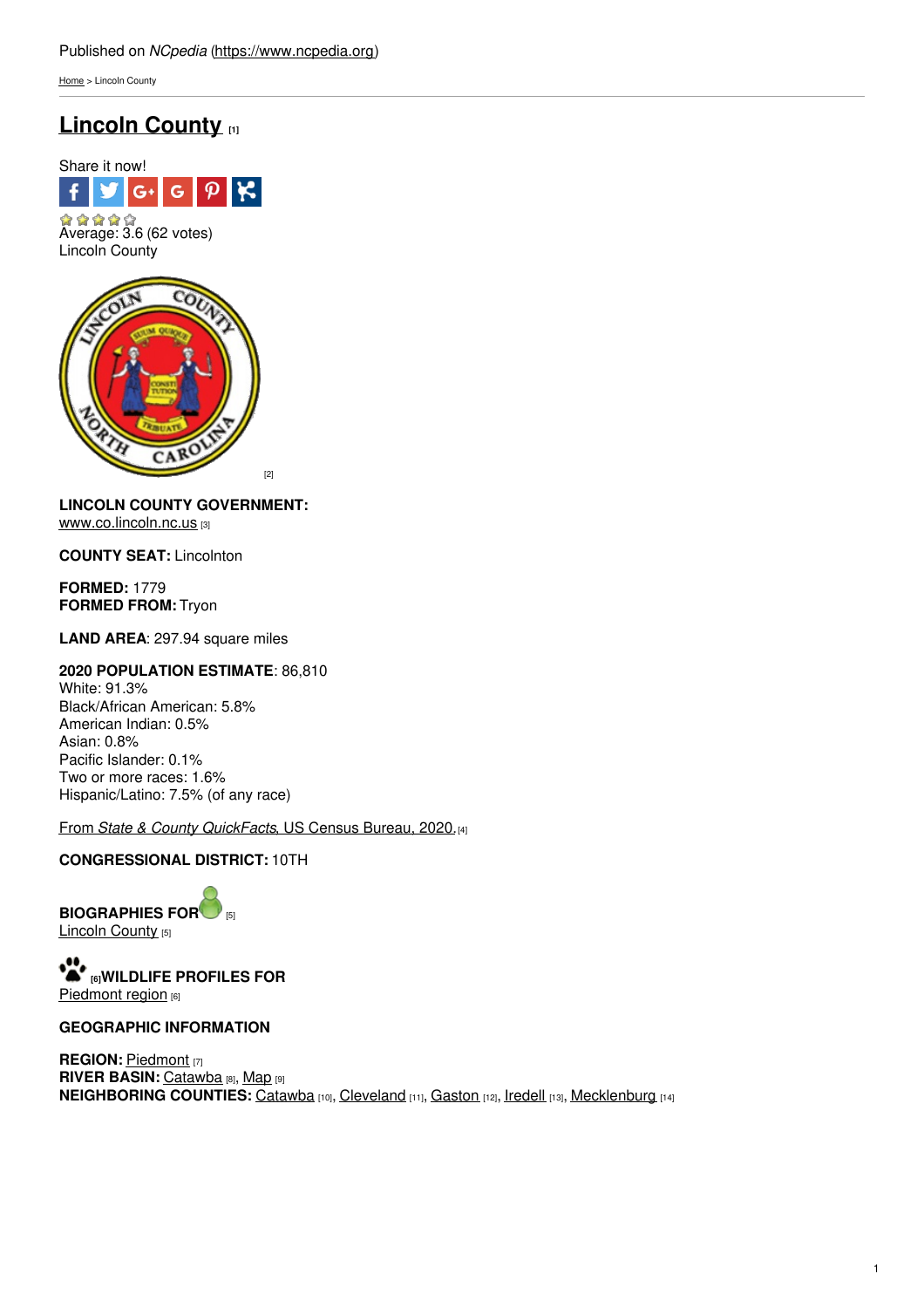Published on *NCpedia* (https://www.ncpedia.org)

Home > Lincoln County

# Lincoln County [1]

Share it now!

Average: 3.6 (62 votes)

Lincoln County

[2]

**LINCOLN COUNTY GOVERNMENT:**
www.co.lincoln.nc.us [3]

**COUNTY SEAT:** Lincolnton

**FORMED:** 1779
**FORMED FROM:** Tryon

**LAND AREA**: 297.94 square miles

**2020 POPULATION ESTIMATE**: 86,810
White: 91.3%
Black/African American: 5.8%
American Indian: 0.5%
Asian: 0.8%
Pacific Islander: 0.1%
Two or more races: 1.6%
Hispanic/Latino: 7.5% (of any race)

From *State & County QuickFacts*, US Census Bureau, 2020. [4]

**CONGRESSIONAL DISTRICT:** 10TH

**BIOGRAPHIES FOR** [5]
Lincoln County [5]

[6]**WILDLIFE PROFILES FOR**
Piedmont region [6]

**GEOGRAPHIC INFORMATION**

**REGION:** Piedmont [7]
**RIVER BASIN:** Catawba [8], Map [9]
**NEIGHBORING COUNTIES:** Catawba [10], Cleveland [11], Gaston [12], Iredell [13], Mecklenburg [14]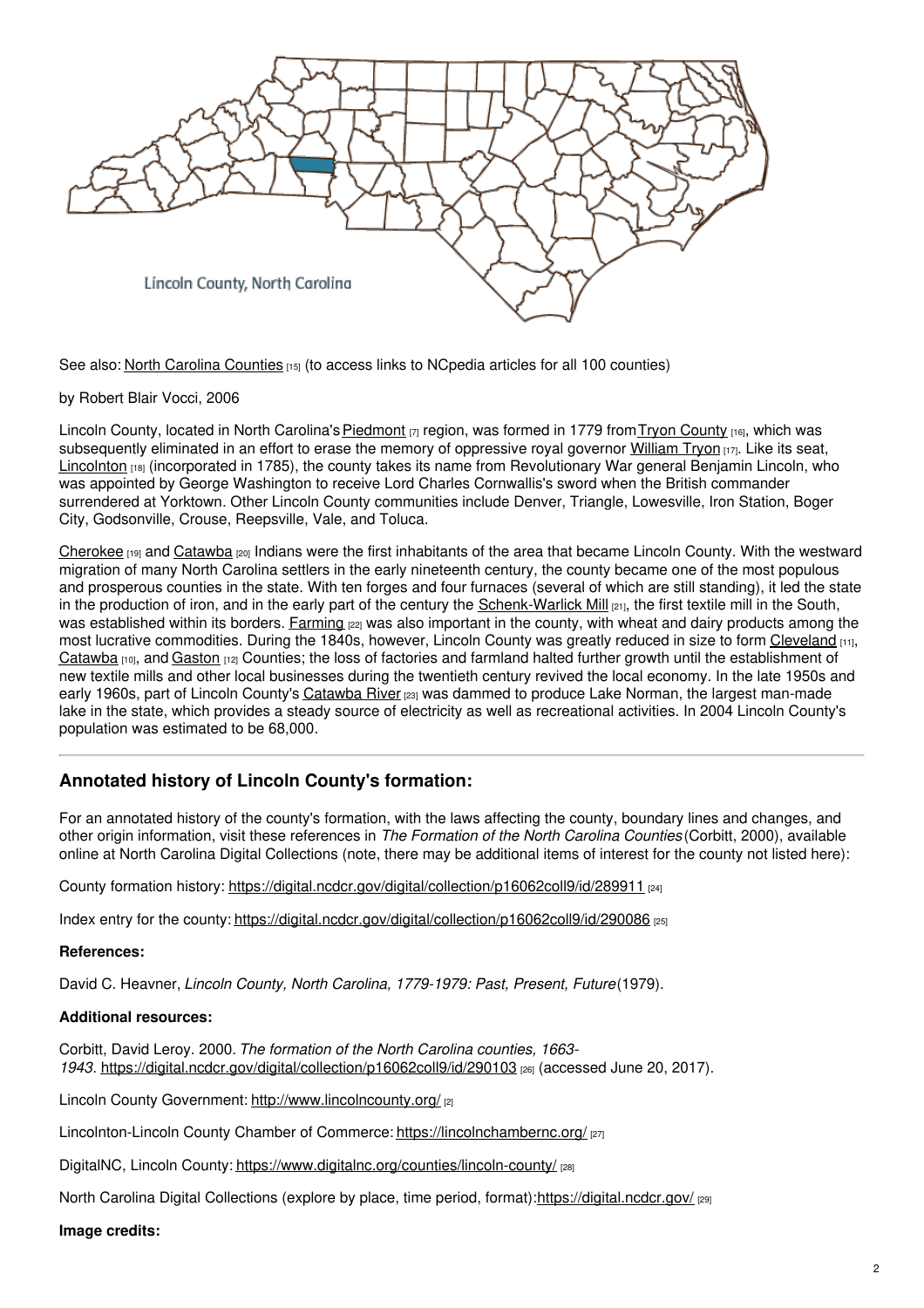Lincoln County, North Carolina

See also: North Carolina Counties [15] (to access links to NCpedia articles for all 100 counties)

by Robert Blair Vocci, 2006

Lincoln County, located in North Carolina's Piedmont [7] region, was formed in 1779 from Tryon County [16], which was subsequently eliminated in an effort to erase the memory of oppressive royal governor William Tryon [17]. Like its seat, Lincolnton [18] (incorporated in 1785), the county takes its name from Revolutionary War general Benjamin Lincoln, who was appointed by George Washington to receive Lord Charles Cornwallis's sword when the British commander surrendered at Yorktown. Other Lincoln County communities include Denver, Triangle, Lowesville, Iron Station, Boger City, Godsonville, Crouse, Reepsville, Vale, and Toluca.

Cherokee [19] and Catawba [20] Indians were the first inhabitants of the area that became Lincoln County. With the westward migration of many North Carolina settlers in the early nineteenth century, the county became one of the most populous and prosperous counties in the state. With ten forges and four furnaces (several of which are still standing), it led the state in the production of iron, and in the early part of the century the Schenk-Warlick Mill [21], the first textile mill in the South, was established within its borders. Farming [22] was also important in the county, with wheat and dairy products among the most lucrative commodities. During the 1840s, however, Lincoln County was greatly reduced in size to form Cleveland [11], Catawba [10], and Gaston [12] Counties; the loss of factories and farmland halted further growth until the establishment of new textile mills and other local businesses during the twentieth century revived the local economy. In the late 1950s and early 1960s, part of Lincoln County's Catawba River [23] was dammed to produce Lake Norman, the largest man-made lake in the state, which provides a steady source of electricity as well as recreational activities. In 2004 Lincoln County's population was estimated to be 68,000.

## Annotated history of Lincoln County's formation:

For an annotated history of the county's formation, with the laws affecting the county, boundary lines and changes, and other origin information, visit these references in *The Formation of the North Carolina Counties* (Corbitt, 2000), available online at North Carolina Digital Collections (note, there may be additional items of interest for the county not listed here):

County formation history: https://digital.ncdcr.gov/digital/collection/p16062coll9/id/289911 [24]

Index entry for the county: https://digital.ncdcr.gov/digital/collection/p16062coll9/id/290086 [25]

### References:

David C. Heavner, *Lincoln County, North Carolina, 1779-1979: Past, Present, Future* (1979).

### Additional resources:

Corbitt, David Leroy. 2000. *The formation of the North Carolina counties, 1663-1943*. https://digital.ncdcr.gov/digital/collection/p16062coll9/id/290103 [26] (accessed June 20, 2017).

Lincoln County Government: http://www.lincolncounty.org/ [2]

Lincolnton-Lincoln County Chamber of Commerce: https://lincolnchambernc.org/ [27]

DigitalNC, Lincoln County: https://www.digitalnc.org/counties/lincoln-county/ [28]

North Carolina Digital Collections (explore by place, time period, format): https://digital.ncdcr.gov/ [29]

### Image credits: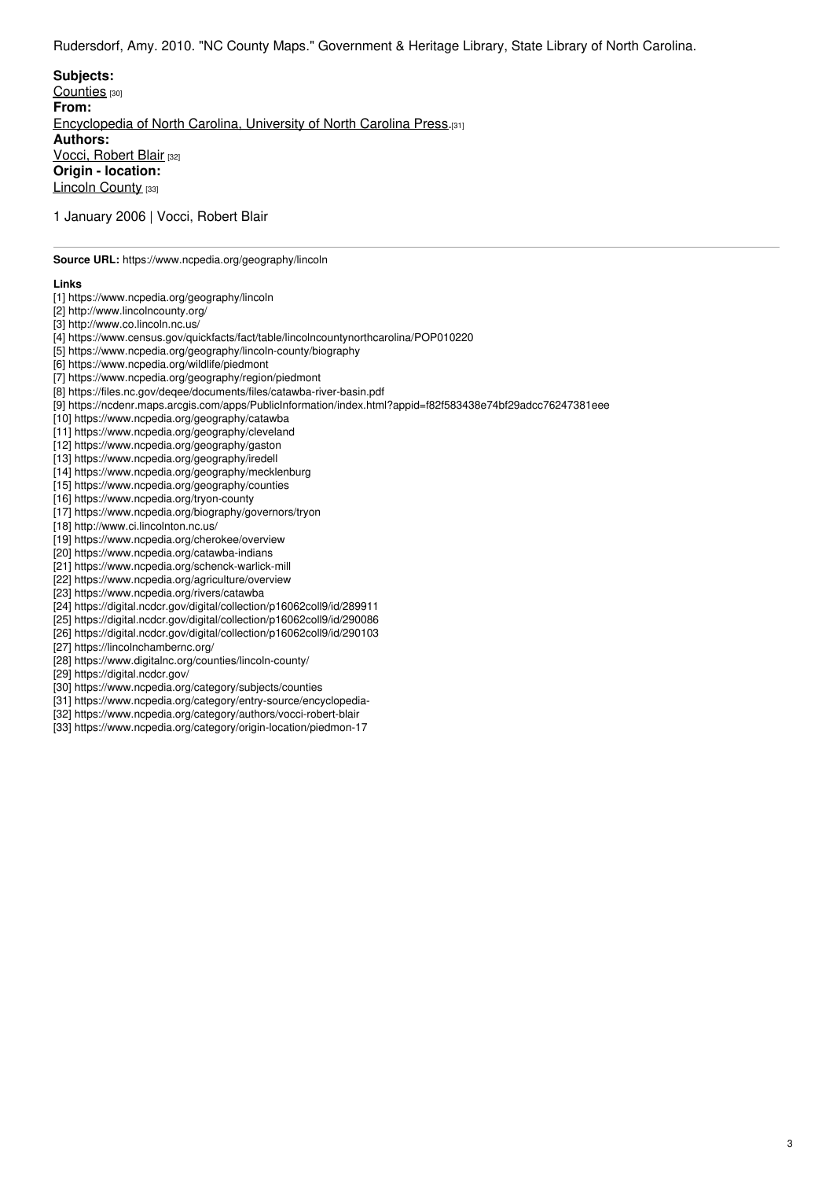Rudersdorf, Amy. 2010. "NC County Maps." Government & Heritage Library, State Library of North Carolina.

**Subjects:**
Counties [30]
**From:**
Encyclopedia of North Carolina, University of North Carolina Press.[31]
**Authors:**
Vocci, Robert Blair [32]
**Origin - location:**
Lincoln County [33]

1 January 2006 | Vocci, Robert Blair

---

**Source URL:** https://www.ncpedia.org/geography/lincoln

**Links**

[1] https://www.ncpedia.org/geography/lincoln
[2] http://www.lincolncounty.org/
[3] http://www.co.lincoln.nc.us/
[4] https://www.census.gov/quickfacts/fact/table/lincolncountynorthcarolina/POP010220
[5] https://www.ncpedia.org/geography/lincoln-county/biography
[6] https://www.ncpedia.org/wildlife/piedmont
[7] https://www.ncpedia.org/geography/region/piedmont
[8] https://files.nc.gov/deqee/documents/files/catawba-river-basin.pdf
[9] https://ncdenr.maps.arcgis.com/apps/PublicInformation/index.html?appid=f82f583438e74bf29adcc76247381eee
[10] https://www.ncpedia.org/geography/catawba
[11] https://www.ncpedia.org/geography/cleveland
[12] https://www.ncpedia.org/geography/gaston
[13] https://www.ncpedia.org/geography/iredell
[14] https://www.ncpedia.org/geography/mecklenburg
[15] https://www.ncpedia.org/geography/counties
[16] https://www.ncpedia.org/tryon-county
[17] https://www.ncpedia.org/biography/governors/tryon
[18] http://www.ci.lincolnton.nc.us/
[19] https://www.ncpedia.org/cherokee/overview
[20] https://www.ncpedia.org/catawba-indians
[21] https://www.ncpedia.org/schenck-warlick-mill
[22] https://www.ncpedia.org/agriculture/overview
[23] https://www.ncpedia.org/rivers/catawba
[24] https://digital.ncdcr.gov/digital/collection/p16062coll9/id/289911
[25] https://digital.ncdcr.gov/digital/collection/p16062coll9/id/290086
[26] https://digital.ncdcr.gov/digital/collection/p16062coll9/id/290103
[27] https://lincolnchambernc.org/
[28] https://www.digitalnc.org/counties/lincoln-county/
[29] https://digital.ncdcr.gov/
[30] https://www.ncpedia.org/category/subjects/counties
[31] https://www.ncpedia.org/category/entry-source/encyclopedia-
[32] https://www.ncpedia.org/category/authors/vocci-robert-blair
[33] https://www.ncpedia.org/category/origin-location/piedmon-17